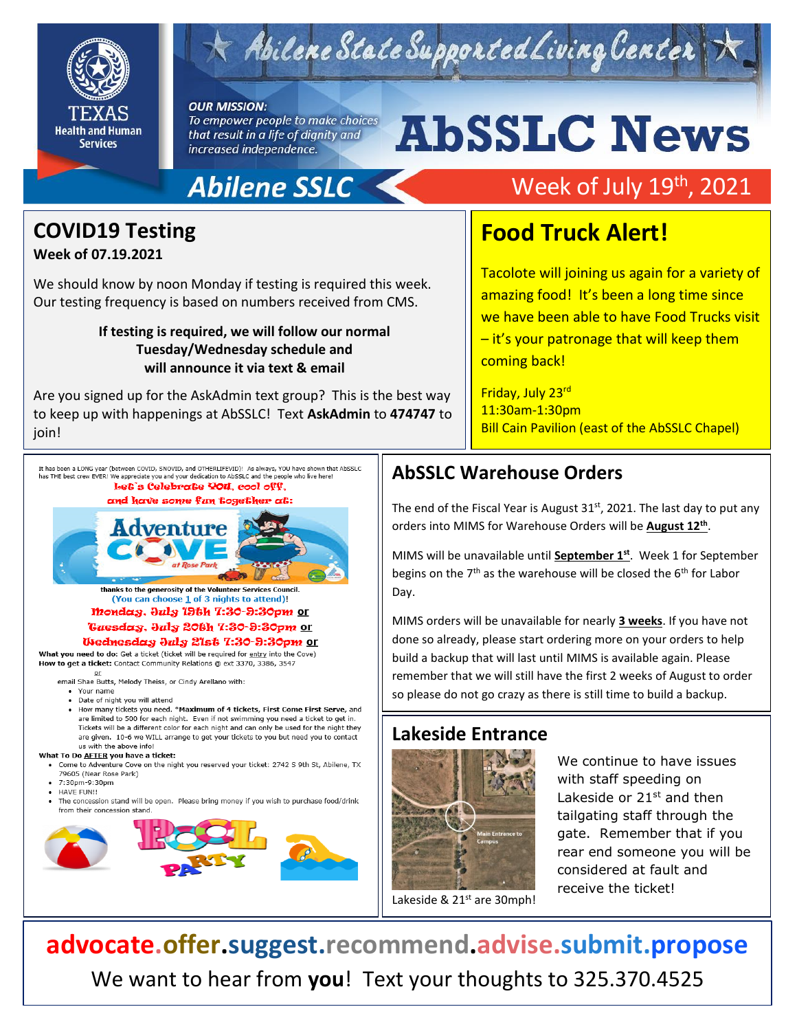# AbSSLC News

Abilene State Supported Living Center

**OUR MISSION:**
*To empower people to make choices that result in a life of dignity and increased independence.*

Abilene SSLC — Week of July 19th, 2021

## COVID19 Testing

**Week of 07.19.2021**

We should know by noon Monday if testing is required this week. Our testing frequency is based on numbers received from CMS.

**If testing is required, we will follow our normal Tuesday/Wednesday schedule and will announce it via text & email**

Are you signed up for the AskAdmin text group? This is the best way to keep up with happenings at AbSSLC! Text **AskAdmin** to **474747** to join!

## Food Truck Alert!

Tacolote will joining us again for a variety of amazing food! It's been a long time since we have been able to have Food Trucks visit – it's your patronage that will keep them coming back!

Friday, July 23rd
11:30am-1:30pm
Bill Cain Pavilion (east of the AbSSLC Chapel)

---

It has been a LONG year (between COVID, SNOVID, and OTHERLIFEVID)! As always, YOU have shown that AbSSLC has THE best crew EVER! We appreciate you and your dedication to AbSSLC and the people who live here!

**Let's Celebrate YOU, cool off, and have some fun together at:**

**Adventure Cove at Rose Park**

thanks to the generosity of the Volunteer Services Council.
(You can choose 1 of 3 nights to attend)!

**Monday, July 19th 7:30-9:30pm or**
**Tuesday, July 20th 7:30-9:30pm or**
**Wednesday July 21st 7:30-9:30pm or**

**What you need to do:** Get a ticket (ticket will be required for entry into the Cove)
**How to get a ticket:** Contact Community Relations @ ext 3370, 3386, 3547

or

email Shae Butts, Melody Theiss, or Cindy Arellano with:

- Your name
- Date of night you will attend
- How many tickets you need. ***Maximum of 4 tickets, First Come First Serve,** and are limited to 500 for each night. Even if not swimming you need a ticket to get in. Tickets will be a different color for each night and can only be used for the night they are given. 10-6 we WILL arrange to get your tickets to you but need you to contact us with the above info!

**What To Do AFTER you have a ticket:**

- Come to Adventure Cove on the night you reserved your ticket: 2742 S 9th St, Abilene, TX 79605 (Near Rose Park)
- 7:30pm-9:30pm
- HAVE FUN!!
- The concession stand will be open. Please bring money if you wish to purchase food/drink from their concession stand.

**POOL PARTY**

## AbSSLC Warehouse Orders

The end of the Fiscal Year is August 31st, 2021. The last day to put any orders into MIMS for Warehouse Orders will be **August 12th**.

MIMS will be unavailable until **September 1st**. Week 1 for September begins on the 7th as the warehouse will be closed the 6th for Labor Day.

MIMS orders will be unavailable for nearly **3 weeks**. If you have not done so already, please start ordering more on your orders to help build a backup that will last until MIMS is available again. Please remember that we will still have the first 2 weeks of August to order so please do not go crazy as there is still time to build a backup.

## Lakeside Entrance

We continue to have issues with staff speeding on Lakeside or 21st and then tailgating staff through the gate. Remember that if you rear end someone you will be considered at fault and receive the ticket!

Main Entrance to Campus

Lakeside & 21st are 30mph!

---

**advocate.offer.suggest.recommend.advise.submit.propose**

We want to hear from **you**! Text your thoughts to 325.370.4525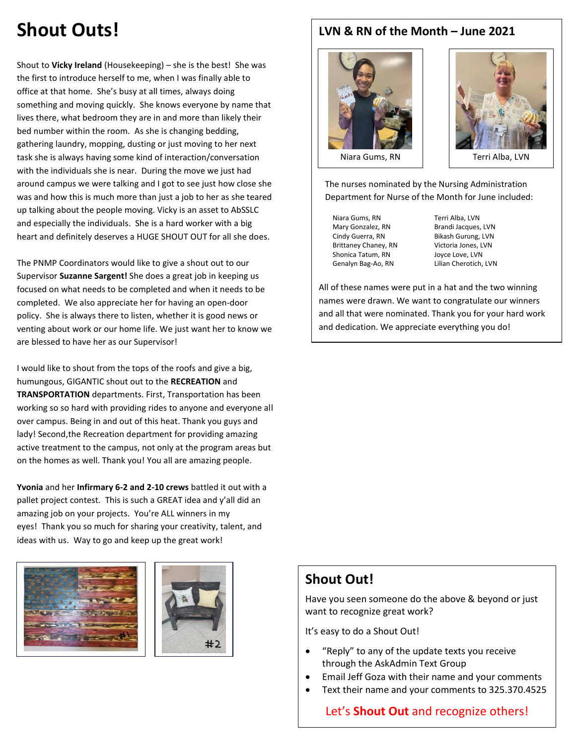# Shout Outs!

Shout to **Vicky Ireland** (Housekeeping) – she is the best! She was the first to introduce herself to me, when I was finally able to office at that home. She's busy at all times, always doing something and moving quickly. She knows everyone by name that lives there, what bedroom they are in and more than likely their bed number within the room. As she is changing bedding, gathering laundry, mopping, dusting or just moving to her next task she is always having some kind of interaction/conversation with the individuals she is near. During the move we just had around campus we were talking and I got to see just how close she was and how this is much more than just a job to her as she teared up talking about the people moving. Vicky is an asset to AbSSLC and especially the individuals. She is a hard worker with a big heart and definitely deserves a HUGE SHOUT OUT for all she does.

The PNMP Coordinators would like to give a shout out to our Supervisor **Suzanne Sargent!** She does a great job in keeping us focused on what needs to be completed and when it needs to be completed. We also appreciate her for having an open-door policy. She is always there to listen, whether it is good news or venting about work or our home life. We just want her to know we are blessed to have her as our Supervisor!

I would like to shout from the tops of the roofs and give a big, humungous, GIGANTIC shout out to the **RECREATION** and **TRANSPORTATION** departments. First, Transportation has been working so so hard with providing rides to anyone and everyone all over campus. Being in and out of this heat. Thank you guys and lady! Second,the Recreation department for providing amazing active treatment to the campus, not only at the program areas but on the homes as well. Thank you! You all are amazing people.

**Yvonia** and her **Infirmary 6-2 and 2-10 crews** battled it out with a pallet project contest. This is such a GREAT idea and y'all did an amazing job on your projects. You're ALL winners in my eyes! Thank you so much for sharing your creativity, talent, and ideas with us. Way to go and keep up the great work!

#1

#2

## LVN & RN of the Month – June 2021

Niara Gums, RN

Terri Alba, LVN

The nurses nominated by the Nursing Administration Department for Nurse of the Month for June included:

| | |
|---|---|
| Niara Gums, RN | Terri Alba, LVN |
| Mary Gonzalez, RN | Brandi Jacques, LVN |
| Cindy Guerra, RN | Bikash Gurung, LVN |
| Brittaney Chaney, RN | Victoria Jones, LVN |
| Shonica Tatum, RN | Joyce Love, LVN |
| Genalyn Bag-Ao, RN | Lilian Cherotich, LVN |

All of these names were put in a hat and the two winning names were drawn. We want to congratulate our winners and all that were nominated. Thank you for your hard work and dedication. We appreciate everything you do!

## Shout Out!

Have you seen someone do the above & beyond or just want to recognize great work?

It's easy to do a Shout Out!

- "Reply" to any of the update texts you receive through the AskAdmin Text Group
- Email Jeff Goza with their name and your comments
- Text their name and your comments to 325.370.4525

Let's **Shout Out** and recognize others!